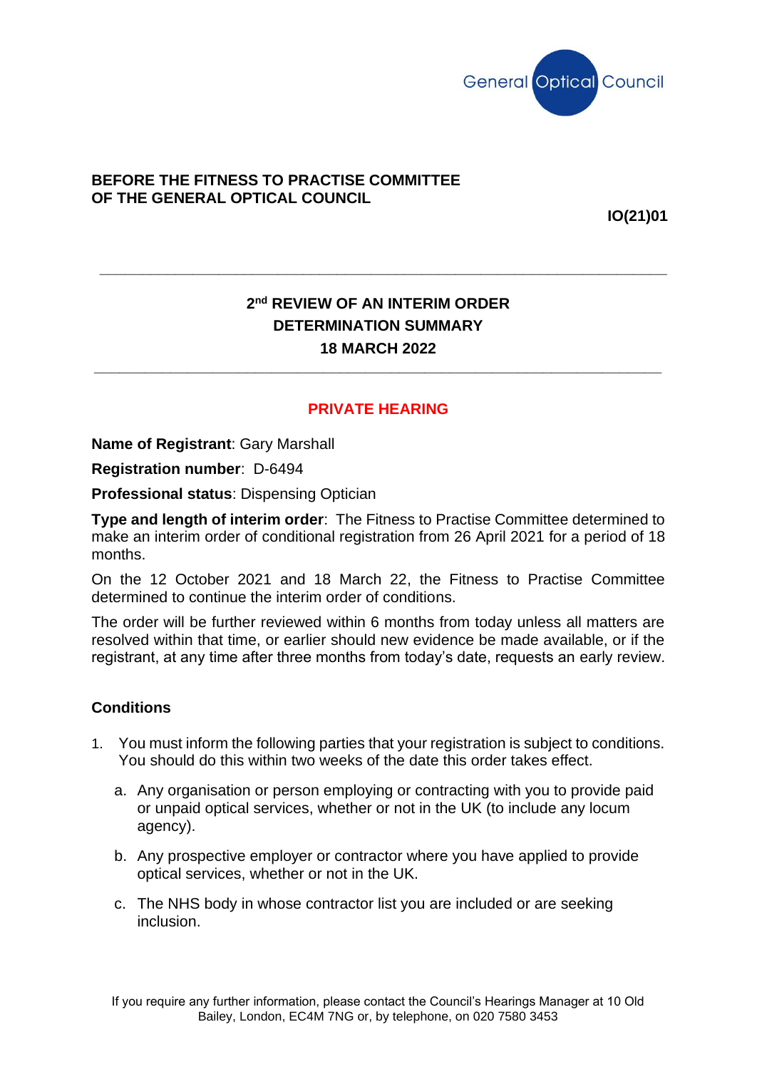General Optical Council

**BEFORE THE FITNESS TO PRACTISE COMMITTEE OF THE GENERAL OPTICAL COUNCIL**

**IO(21)01**

---

## 2nd REVIEW OF AN INTERIM ORDER DETERMINATION SUMMARY 18 MARCH 2022

---

**PRIVATE HEARING**

**Name of Registrant**: Gary Marshall

**Registration number**: D-6494

**Professional status**: Dispensing Optician

**Type and length of interim order**: The Fitness to Practise Committee determined to make an interim order of conditional registration from 26 April 2021 for a period of 18 months.

On the 12 October 2021 and 18 March 22, the Fitness to Practise Committee determined to continue the interim order of conditions.

The order will be further reviewed within 6 months from today unless all matters are resolved within that time, or earlier should new evidence be made available, or if the registrant, at any time after three months from today's date, requests an early review.

### Conditions

1. You must inform the following parties that your registration is subject to conditions. You should do this within two weeks of the date this order takes effect.
   a. Any organisation or person employing or contracting with you to provide paid or unpaid optical services, whether or not in the UK (to include any locum agency).
   b. Any prospective employer or contractor where you have applied to provide optical services, whether or not in the UK.
   c. The NHS body in whose contractor list you are included or are seeking inclusion.

If you require any further information, please contact the Council's Hearings Manager at 10 Old Bailey, London, EC4M 7NG or, by telephone, on 020 7580 3453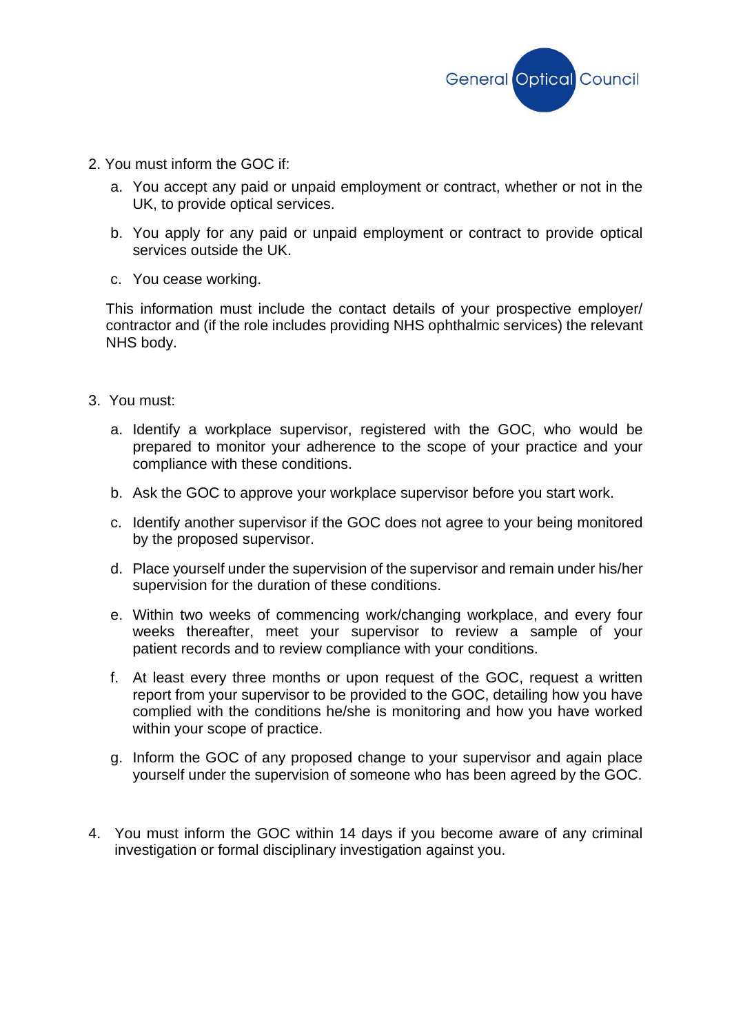2. You must inform the GOC if:

   a. You accept any paid or unpaid employment or contract, whether or not in the UK, to provide optical services.

   b. You apply for any paid or unpaid employment or contract to provide optical services outside the UK.

   c. You cease working.

   This information must include the contact details of your prospective employer/ contractor and (if the role includes providing NHS ophthalmic services) the relevant NHS body.

3. You must:

   a. Identify a workplace supervisor, registered with the GOC, who would be prepared to monitor your adherence to the scope of your practice and your compliance with these conditions.

   b. Ask the GOC to approve your workplace supervisor before you start work.

   c. Identify another supervisor if the GOC does not agree to your being monitored by the proposed supervisor.

   d. Place yourself under the supervision of the supervisor and remain under his/her supervision for the duration of these conditions.

   e. Within two weeks of commencing work/changing workplace, and every four weeks thereafter, meet your supervisor to review a sample of your patient records and to review compliance with your conditions.

   f. At least every three months or upon request of the GOC, request a written report from your supervisor to be provided to the GOC, detailing how you have complied with the conditions he/she is monitoring and how you have worked within your scope of practice.

   g. Inform the GOC of any proposed change to your supervisor and again place yourself under the supervision of someone who has been agreed by the GOC.

4. You must inform the GOC within 14 days if you become aware of any criminal investigation or formal disciplinary investigation against you.